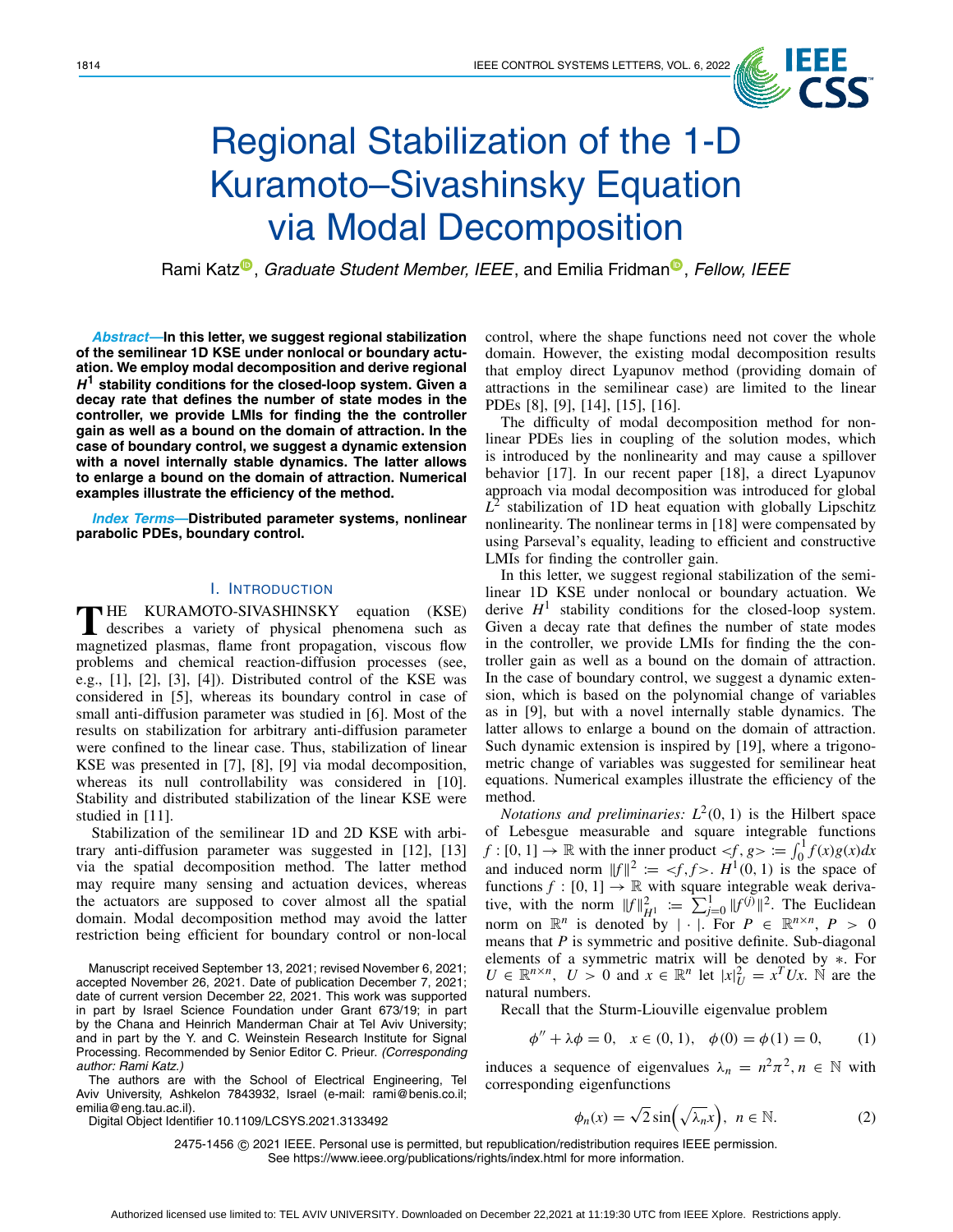# Regional Stabilization of the 1-D Kuramoto–Sivashinsky Equation via Modal Decomposition

Rami Katz, *Graduate Student Member, IEEE*, and Emilia Fridman, *Fellow, IEEE*

***Abstract*—In this letter, we suggest regional stabilization of the semilinear 1D KSE under nonlocal or boundary actuation. We employ modal decomposition and derive regional $H^1$ stability conditions for the closed-loop system. Given a decay rate that defines the number of state modes in the controller, we provide LMIs for finding the the controller gain as well as a bound on the domain of attraction. In the case of boundary control, we suggest a dynamic extension with a novel internally stable dynamics. The latter allows to enlarge a bound on the domain of attraction. Numerical examples illustrate the efficiency of the method.**

***Index Terms*—Distributed parameter systems, nonlinear parabolic PDEs, boundary control.**

## I. Introduction

The Kuramoto-Sivashinsky equation (KSE) describes a variety of physical phenomena such as magnetized plasmas, flame front propagation, viscous flow problems and chemical reaction-diffusion processes (see, e.g., [1], [2], [3], [4]). Distributed control of the KSE was considered in [5], whereas its boundary control in case of small anti-diffusion parameter was studied in [6]. Most of the results on stabilization for arbitrary anti-diffusion parameter were confined to the linear case. Thus, stabilization of linear KSE was presented in [7], [8], [9] via modal decomposition, whereas its null controllability was considered in [10]. Stability and distributed stabilization of the linear KSE were studied in [11].

Stabilization of the semilinear 1D and 2D KSE with arbitrary anti-diffusion parameter was suggested in [12], [13] via the spatial decomposition method. The latter method may require many sensing and actuation devices, whereas the actuators are supposed to cover almost all the spatial domain. Modal decomposition method may avoid the latter restriction being efficient for boundary control or non-local control, where the shape functions need not cover the whole domain. However, the existing modal decomposition results that employ direct Lyapunov method (providing domain of attractions in the semilinear case) are limited to the linear PDEs [8], [9], [14], [15], [16].

The difficulty of modal decomposition method for nonlinear PDEs lies in coupling of the solution modes, which is introduced by the nonlinearity and may cause a spillover behavior [17]. In our recent paper [18], a direct Lyapunov approach via modal decomposition was introduced for global $L^2$ stabilization of 1D heat equation with globally Lipschitz nonlinearity. The nonlinear terms in [18] were compensated by using Parseval's equality, leading to efficient and constructive LMIs for finding the controller gain.

In this letter, we suggest regional stabilization of the semilinear 1D KSE under nonlocal or boundary actuation. We derive $H^1$ stability conditions for the closed-loop system. Given a decay rate that defines the number of state modes in the controller, we provide LMIs for finding the controller gain as well as a bound on the domain of attraction. In the case of boundary control, we suggest a dynamic extension, which is based on the polynomial change of variables as in [9], but with a novel internally stable dynamics. The latter allows to enlarge a bound on the domain of attraction. Such dynamic extension is inspired by [19], where a trigonometric change of variables was suggested for semilinear heat equations. Numerical examples illustrate the efficiency of the method.

*Notations and preliminaries:* $L^2(0,1)$ is the Hilbert space of Lebesgue measurable and square integrable functions $f:[0,1]\to\mathbb{R}$ with the inner product $\langle f,g\rangle := \int_0^1 f(x)g(x)dx$ and induced norm $\|f\|^2 := \langle f,f\rangle$. $H^1(0,1)$ is the space of functions $f:[0,1]\to\mathbb{R}$ with square integrable weak derivative, with the norm $\|f\|_{H^1}^2 := \sum_{j=0}^{1}\|f^{(j)}\|^2$. The Euclidean norm on $\mathbb{R}^n$ is denoted by $|\cdot|$. For $P\in\mathbb{R}^{n\times n}$, $P>0$ means that $P$ is symmetric and positive definite. Sub-diagonal elements of a symmetric matrix will be denoted by $*$. For $U\in\mathbb{R}^{n\times n}$, $U>0$ and $x\in\mathbb{R}^n$ let $|x|_U^2 = x^T Ux$. $\mathbb{N}$ are the natural numbers.

Recall that the Sturm-Liouville eigenvalue problem

$$\phi'' + \lambda\phi = 0, \quad x\in(0,1), \quad \phi(0)=\phi(1)=0, \tag{1}$$

induces a sequence of eigenvalues $\lambda_n = n^2\pi^2, n\in\mathbb{N}$ with corresponding eigenfunctions

$$\phi_n(x) = \sqrt{2}\sin\left(\sqrt{\lambda_n}x\right), \ n\in\mathbb{N}. \tag{2}$$

Manuscript received September 13, 2021; revised November 6, 2021; accepted November 26, 2021. Date of publication December 7, 2021; date of current version December 22, 2021. This work was supported in part by Israel Science Foundation under Grant 673/19; in part by the Chana and Heinrich Manderman Chair at Tel Aviv University; and in part by the Y. and C. Weinstein Research Institute for Signal Processing. Recommended by Senior Editor C. Prieur. *(Corresponding author: Rami Katz.)*

The authors are with the School of Electrical Engineering, Tel Aviv University, Ashkelon 7843932, Israel (e-mail: rami@benis.co.il; emilia@eng.tau.ac.il).

Digital Object Identifier 10.1109/LCSYS.2021.3133492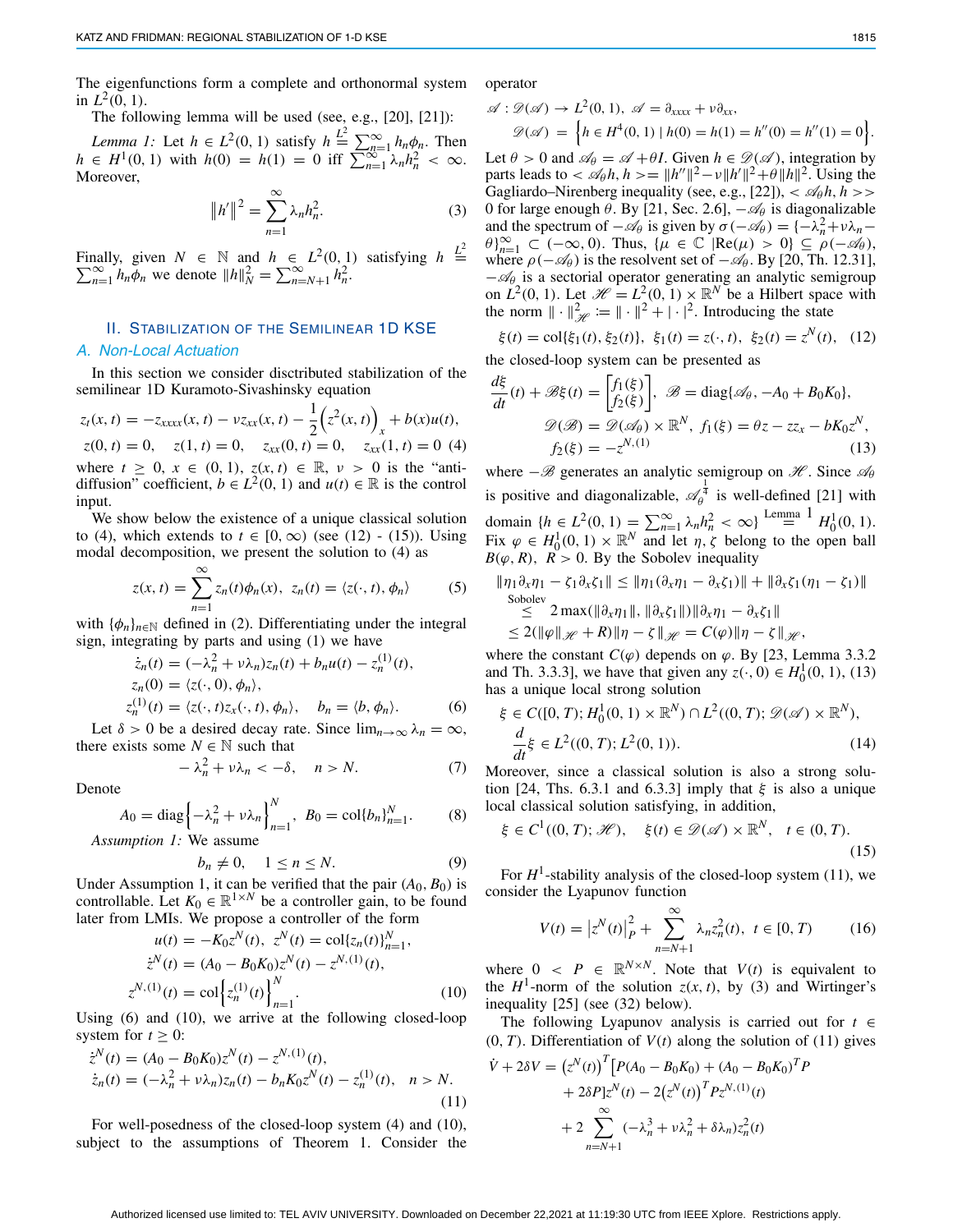The eigenfunctions form a complete and orthonormal system in $L^2(0,1)$.

The following lemma will be used (see, e.g., [20], [21]):

*Lemma 1:* Let $h \in L^2(0,1)$ satisfy $h \stackrel{L^2}{=} \sum_{n=1}^{\infty} h_n \phi_n$. Then $h \in H^1(0,1)$ with $h(0) = h(1) = 0$ iff $\sum_{n=1}^{\infty} \lambda_n h_n^2 < \infty$. Moreover,

$$\|h'\|^2 = \sum_{n=1}^{\infty} \lambda_n h_n^2. \tag{3}$$

Finally, given $N \in \mathbb{N}$ and $h \in L^2(0,1)$ satisfying $h \stackrel{L^2}{=} \sum_{n=1}^{\infty} h_n \phi_n$ we denote $\|h\|_N^2 = \sum_{n=N+1}^{\infty} h_n^2$.

## II. Stabilization of the Semilinear 1D KSE

### A. Non-Local Actuation

In this section we consider disctributed stabilization of the semilinear 1D Kuramoto-Sivashinsky equation

$$z_t(x,t) = -z_{xxxx}(x,t) - \nu z_{xx}(x,t) - \frac{1}{2}\left(z^2(x,t)\right)_x + b(x)u(t),$$
$$z(0,t) = 0, \quad z(1,t) = 0, \quad z_{xx}(0,t) = 0, \quad z_{xx}(1,t) = 0 \tag{4}$$

where $t \geq 0$, $x \in (0,1)$, $z(x,t) \in \mathbb{R}$, $\nu > 0$ is the "anti-diffusion" coefficient, $b \in L^2(0,1)$ and $u(t) \in \mathbb{R}$ is the control input.

We show below the existence of a unique classical solution to (4), which extends to $t \in [0,\infty)$ (see (12) - (15)). Using modal decomposition, we present the solution to (4) as

$$z(x,t) = \sum_{n=1}^{\infty} z_n(t)\phi_n(x), \quad z_n(t) = \langle z(\cdot,t), \phi_n\rangle \tag{5}$$

with $\{\phi_n\}_{n\in\mathbb{N}}$ defined in (2). Differentiating under the integral sign, integrating by parts and using (1) we have

$$\dot{z}_n(t) = (-\lambda_n^2 + \nu\lambda_n)z_n(t) + b_n u(t) - z_n^{(1)}(t),$$
$$z_n(0) = \langle z(\cdot,0), \phi_n\rangle,$$
$$z_n^{(1)}(t) = \langle z(\cdot,t)z_x(\cdot,t), \phi_n\rangle, \quad b_n = \langle b, \phi_n\rangle. \tag{6}$$

Let $\delta > 0$ be a desired decay rate. Since $\lim_{n\to\infty} \lambda_n = \infty$, there exists some $N \in \mathbb{N}$ such that

$$-\lambda_n^2 + \nu\lambda_n < -\delta, \quad n > N. \tag{7}$$

Denote

$$A_0 = \operatorname{diag}\left\{-\lambda_n^2 + \nu\lambda_n\right\}_{n=1}^{N}, \quad B_0 = \operatorname{col}\{b_n\}_{n=1}^{N}. \tag{8}$$

*Assumption 1:* We assume

$$b_n \neq 0, \quad 1 \leq n \leq N. \tag{9}$$

Under Assumption 1, it can be verified that the pair $(A_0, B_0)$ is controllable. Let $K_0 \in \mathbb{R}^{1\times N}$ be a controller gain, to be found later from LMIs. We propose a controller of the form

$$u(t) = -K_0 z^N(t), \quad z^N(t) = \operatorname{col}\{z_n(t)\}_{n=1}^{N},$$
$$\dot{z}^N(t) = (A_0 - B_0K_0)z^N(t) - z^{N,(1)}(t),$$
$$z^{N,(1)}(t) = \operatorname{col}\left\{z_n^{(1)}(t)\right\}_{n=1}^{N}. \tag{10}$$

Using (6) and (10), we arrive at the following closed-loop system for $t \geq 0$:

$$\dot{z}^N(t) = (A_0 - B_0K_0)z^N(t) - z^{N,(1)}(t),$$
$$\dot{z}_n(t) = (-\lambda_n^2 + \nu\lambda_n)z_n(t) - b_nK_0z^N(t) - z_n^{(1)}(t), \quad n > N. \tag{11}$$

For well-posedness of the closed-loop system (4) and (10), subject to the assumptions of Theorem 1. Consider the operator

$$\mathscr{A} : \mathscr{D}(\mathscr{A}) \to L^2(0,1), \; \mathscr{A} = \partial_{xxxx} + \nu\partial_{xx},$$
$$\mathscr{D}(\mathscr{A}) = \left\{h \in H^4(0,1) \mid h(0) = h(1) = h''(0) = h''(1) = 0\right\}.$$

Let $\theta > 0$ and $\mathscr{A}_\theta = \mathscr{A} + \theta I$. Given $h \in \mathscr{D}(\mathscr{A})$, integration by parts leads to $< \mathscr{A}_\theta h, h >= \|h''\|^2 - \nu\|h'\|^2 + \theta\|h\|^2$. Using the Gagliardo–Nirenberg inequality (see, e.g., [22]), $< \mathscr{A}_\theta h, h >>$ 0 for large enough $\theta$. By [21, Sec. 2.6], $-\mathscr{A}_\theta$ is diagonalizable and the spectrum of $-\mathscr{A}_\theta$ is given by $\sigma(-\mathscr{A}_\theta) = \{-\lambda_n^2 + \nu\lambda_n - \theta\}_{n=1}^{\infty} \subset (-\infty, 0)$. Thus, $\{\mu \in \mathbb{C} \mid \operatorname{Re}(\mu) > 0\} \subseteq \rho(-\mathscr{A}_\theta)$, where $\rho(-\mathscr{A}_\theta)$ is the resolvent set of $-\mathscr{A}_\theta$. By [20, Th. 12.31], $-\mathscr{A}_\theta$ is a sectorial operator generating an analytic semigroup on $L^2(0,1)$. Let $\mathscr{H} = L^2(0,1) \times \mathbb{R}^N$ be a Hilbert space with the norm $\|\cdot\|_{\mathscr{H}}^2 := \|\cdot\|^2 + |\cdot|^2$. Introducing the state

$$\xi(t) = \operatorname{col}\{\xi_1(t), \xi_2(t)\}, \; \xi_1(t) = z(\cdot,t), \; \xi_2(t) = z^N(t), \tag{12}$$

the closed-loop system can be presented as

$$\frac{d\xi}{dt}(t) + \mathscr{B}\xi(t) = \begin{bmatrix} f_1(\xi) \\ f_2(\xi) \end{bmatrix}, \; \mathscr{B} = \operatorname{diag}\{\mathscr{A}_\theta, -A_0 + B_0K_0\},$$
$$\mathscr{D}(\mathscr{B}) = \mathscr{D}(\mathscr{A}_\theta) \times \mathbb{R}^N, \; f_1(\xi) = \theta z - zz_x - bK_0z^N,$$
$$f_2(\xi) = -z^{N,(1)} \tag{13}$$

where $-\mathscr{B}$ generates an analytic semigroup on $\mathscr{H}$. Since $\mathscr{A}_\theta$ is positive and diagonalizable, $\mathscr{A}_\theta^{\frac{1}{4}}$ is well-defined [21] with domain $\{h \in L^2(0,1) = \sum_{n=1}^{\infty} \lambda_n h_n^2 < \infty\} \stackrel{\text{Lemma 1}}{=} H_0^1(0,1)$. Fix $\varphi \in H_0^1(0,1) \times \mathbb{R}^N$ and let $\eta, \zeta$ belong to the open ball $B(\varphi, R)$, $R > 0$. By the Sobolev inequality

$$\|\eta_1\partial_x\eta_1 - \zeta_1\partial_x\zeta_1\| \leq \|\eta_1(\partial_x\eta_1 - \partial_x\zeta_1)\| + \|\partial_x\zeta_1(\eta_1 - \zeta_1)\|$$
$$\stackrel{\text{Sobolev}}{\leq} 2\max(\|\partial_x\eta_1\|, \|\partial_x\zeta_1\|)\|\partial_x\eta_1 - \partial_x\zeta_1\|$$
$$\leq 2(\|\varphi\|_{\mathscr{H}} + R)\|\eta - \zeta\|_{\mathscr{H}} = C(\varphi)\|\eta - \zeta\|_{\mathscr{H}},$$

where the constant $C(\varphi)$ depends on $\varphi$. By [23, Lemma 3.3.2 and Th. 3.3.3], we have that given any $z(\cdot,0) \in H_0^1(0,1)$, (13) has a unique local strong solution

$$\xi \in C([0,T); H_0^1(0,1) \times \mathbb{R}^N) \cap L^2((0,T); \mathscr{D}(\mathscr{A}) \times \mathbb{R}^N),$$
$$\frac{d}{dt}\xi \in L^2((0,T); L^2(0,1)). \tag{14}$$

Moreover, since a classical solution is also a strong solution [24, Ths. 6.3.1 and 6.3.3] imply that $\xi$ is also a unique local classical solution satisfying, in addition,

$$\xi \in C^1((0,T); \mathscr{H}), \quad \xi(t) \in \mathscr{D}(\mathscr{A}) \times \mathbb{R}^N, \quad t \in (0,T). \tag{15}$$

For $H^1$-stability analysis of the closed-loop system (11), we consider the Lyapunov function

$$V(t) = \left|z^N(t)\right|_P^2 + \sum_{n=N+1}^{\infty} \lambda_n z_n^2(t), \; t \in [0,T) \tag{16}$$

where $0 < P \in \mathbb{R}^{N\times N}$. Note that $V(t)$ is equivalent to the $H^1$-norm of the solution $z(x,t)$, by (3) and Wirtinger's inequality [25] (see (32) below).

The following Lyapunov analysis is carried out for $t \in (0,T)$. Differentiation of $V(t)$ along the solution of (11) gives

$$\dot{V} + 2\delta V = \left(z^N(t)\right)^T\left[P(A_0 - B_0K_0) + (A_0 - B_0K_0)^TP + 2\delta P\right]z^N(t) - 2\left(z^N(t)\right)^TPz^{N,(1)}(t)$$
$$+ 2\sum_{n=N+1}^{\infty}(-\lambda_n^3 + \nu\lambda_n^2 + \delta\lambda_n)z_n^2(t)$$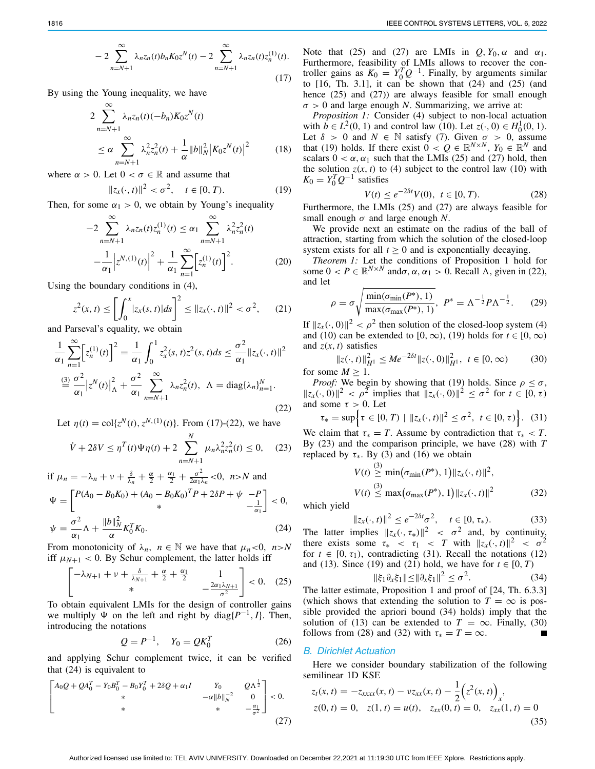$$
-2\sum_{n=N+1}^{\infty}\lambda_n z_n(t) b_n K_0 z^N(t) - 2\sum_{n=N+1}^{\infty}\lambda_n z_n(t) z_n^{(1)}(t). \tag{17}
$$

By using the Young inequality, we have

$$
\begin{aligned}
2\sum_{n=N+1}^{\infty}&\lambda_n z_n(t)(-b_n)K_0 z^N(t)\\
&\le \alpha\sum_{n=N+1}^{\infty}\lambda_n^2 z_n^2(t) + \frac{1}{\alpha}\|b\|_N^2\left|K_0 z^N(t)\right|^2
\end{aligned}\tag{18}
$$

where $\alpha > 0$. Let $0 < \sigma \in \mathbb{R}$ and assume that

$$
\|z_x(\cdot,t)\|^2 < \sigma^2, \quad t \in [0,T). \tag{19}
$$

Then, for some $\alpha_1 > 0$, we obtain by Young's inequality

$$
\begin{aligned}
-2\sum_{n=N+1}^{\infty}\lambda_n z_n(t) z_n^{(1)}(t) &\le \alpha_1\sum_{n=N+1}^{\infty}\lambda_n^2 z_n^2(t)\\
&-\frac{1}{\alpha_1}\left|z^{N,(1)}(t)\right|^2 + \frac{1}{\alpha_1}\sum_{n=1}^{\infty}\left[z_n^{(1)}(t)\right]^2.
\end{aligned}\tag{20}
$$

Using the boundary conditions in (4),

$$
z^2(x,t) \le \left[\int_0^x |z_x(s,t)|ds\right]^2 \le \|z_x(\cdot,t)\|^2 < \sigma^2, \tag{21}
$$

and Parseval's equality, we obtain

$$
\begin{aligned}
\frac{1}{\alpha_1}\sum_{n=1}^{\infty}\left[z_n^{(1)}(t)\right]^2 &= \frac{1}{\alpha_1}\int_0^1 z_x^2(s,t)z^2(s,t)ds \le \frac{\sigma^2}{\alpha_1}\|z_x(\cdot,t)\|^2\\
&\overset{(3)}{=} \frac{\sigma^2}{\alpha_1}\left|z^N(t)\right|_\Lambda^2 + \frac{\sigma^2}{\alpha_1}\sum_{n=N+1}^{\infty}\lambda_n z_n^2(t), \;\; \Lambda = \mathrm{diag}\{\lambda_n\}_{n=1}^N.
\end{aligned}\tag{22}
$$

Let $\eta(t) = \mathrm{col}\{z^N(t), z^{N,(1)}(t)\}$. From (17)-(22), we have

$$
\dot{V} + 2\delta V \le \eta^T(t)\Psi\eta(t) + 2\sum_{n=N+1}^{N}\mu_n\lambda_n^2 z_n^2(t) \le 0, \tag{23}
$$

if $\mu_n = -\lambda_n + \nu + \frac{\delta}{\lambda_n} + \frac{\alpha}{2} + \frac{\alpha_1}{2} + \frac{\sigma^2}{2\alpha_1\lambda_n} < 0, \; n > N$ and

$$
\begin{aligned}
\Psi &= \begin{bmatrix} P(A_0 - B_0K_0) + (A_0 - B_0K_0)^T P + 2\delta P + \psi & -P\\ * & -\frac{1}{\alpha_1}\end{bmatrix} < 0,\\
\psi &= \frac{\sigma^2}{\alpha_1}\Lambda + \frac{\|b\|_N^2}{\alpha}K_0^T K_0.
\end{aligned}\tag{24}
$$

From monotonicity of $\lambda_n, \; n \in \mathbb{N}$ we have that $\mu_n < 0, \; n > N$ iff $\mu_{N+1} < 0$. By Schur complement, the latter holds iff

$$
\begin{bmatrix} -\lambda_{N+1} + \nu + \frac{\delta}{\lambda_{N+1}} + \frac{\alpha}{2} + \frac{\alpha_1}{2} & 1\\ * & -\frac{2\alpha_1\lambda_{N+1}}{\sigma^2}\end{bmatrix} < 0. \tag{25}
$$

To obtain equivalent LMIs for the design of controller gains we multiply $\Psi$ on the left and right by $\mathrm{diag}\{P^{-1}, I\}$. Then, introducing the notations

$$
Q = P^{-1}, \quad Y_0 = QK_0^T \tag{26}
$$

and applying Schur complement twice, it can be verified that (24) is equivalent to

$$
\begin{bmatrix} A_0Q + QA_0^T - Y_0B_0^T - B_0Y_0^T + 2\delta Q + \alpha_1 I & Y_0 & Q\Lambda^{\frac{1}{2}}\\ * & -\alpha\|b\|_N^{-2} & 0\\ * & * & -\frac{\alpha_1}{\sigma^2}\end{bmatrix} < 0. \tag{27}
$$

Note that (25) and (27) are LMIs in $Q, Y_0, \alpha$ and $\alpha_1$. Furthermore, feasibility of LMIs allows to recover the controller gains as $K_0 = Y_0^TQ^{-1}$. Finally, by arguments similar to [16, Th. 3.1], it can be shown that (24) and (25) (and hence (25) and (27)) are always feasible for small enough $\sigma > 0$ and large enough $N$. Summarizing, we arrive at:

*Proposition 1:* Consider (4) subject to non-local actuation with $b \in L^2(0,1)$ and control law (10). Let $z(\cdot,0) \in H_0^1(0,1)$. Let $\delta > 0$ and $N \in \mathbb{N}$ satisfy (7). Given $\sigma > 0$, assume that (19) holds. If there exist $0 < Q \in \mathbb{R}^{N\times N}$, $Y_0 \in \mathbb{R}^N$ and scalars $0 < \alpha, \alpha_1$ such that the LMIs (25) and (27) hold, then the solution $z(x,t)$ to (4) subject to the control law (10) with $K_0 = Y_0^TQ^{-1}$ satisfies

$$
V(t) \le e^{-2\delta t}V(0), \; t \in [0,T). \tag{28}
$$

Furthermore, the LMIs (25) and (27) are always feasible for small enough $\sigma$ and large enough $N$.

We provide next an estimate on the radius of the ball of attraction, starting from which the solution of the closed-loop system exists for all $t \ge 0$ and is exponentially decaying.

*Theorem 1:* Let the conditions of Proposition 1 hold for some $0 < P \in \mathbb{R}^{N\times N}$ and $\sigma, \alpha, \alpha_1 > 0$. Recall $\Lambda$, given in (22), and let

$$
\rho = \sigma\sqrt{\frac{\min(\sigma_{\min}(P^*),1)}{\max(\sigma_{\max}(P^*),1)}}, \;\; P^* = \Lambda^{-\frac{1}{2}}P\Lambda^{-\frac{1}{2}}. \tag{29}
$$

If $\|z_x(\cdot,0)\|^2 < \rho^2$ then solution of the closed-loop system (4) and (10) can be extended to $[0,\infty)$, (19) holds for $t \in [0,\infty)$ and $z(x,t)$ satisfies

$$
\|z(\cdot,t)\|_{H^1}^2 \le Me^{-2\delta t}\|z(\cdot,0)\|_{H^1}^2, \;\; t \in [0,\infty) \tag{30}
$$

for some $M \ge 1$.

*Proof:* We begin by showing that (19) holds. Since $\rho \le \sigma$, $\|z_x(\cdot,0)\|^2 < \rho^2$ implies that $\|z_x(\cdot,0)\|^2 \le \sigma^2$ for $t \in [0,\tau)$ and some $\tau > 0$. Let

$$
\tau_* = \sup\left\{\tau \in [0,T) \;|\; \|z_x(\cdot,t)\|^2 \le \sigma^2, \; t \in [0,\tau)\right\}. \tag{31}
$$

We claim that $\tau_* = T$. Assume by contradiction that $\tau_* < T$. By (23) and the comparison principle, we have (28) with $T$ replaced by $\tau_*$. By (3) and (16) we obtain

$$
\begin{aligned}
V(t) &\overset{(3)}{\ge} \min\left(\sigma_{\min}(P^*),1\right)\|z_x(\cdot,t)\|^2,\\
V(t) &\overset{(3)}{\le} \max\left(\sigma_{\max}(P^*),1\right)\|z_x(\cdot,t)\|^2
\end{aligned}\tag{32}
$$

which yield

$$
\|z_x(\cdot,t)\|^2 \le e^{-2\delta t}\sigma^2, \quad t \in [0,\tau_*). \tag{33}
$$

The latter implies $\|z_x(\cdot,\tau_*)\|^2 < \sigma^2$ and, by continuity, there exists some $\tau_* < \tau_1 < T$ with $\|z_x(\cdot,t)\|^2 < \sigma^2$ for $t \in [0,\tau_1)$, contradicting (31). Recall the notations (12) and (13). Since (19) and (21) hold, we have for $t \in [0,T)$

$$
\|\xi_1\partial_x\xi_1\| \le \|\partial_x\xi_1\|^2 \le \sigma^2. \tag{34}
$$

The latter estimate, Proposition 1 and proof of [24, Th. 6.3.3] (which shows that extending the solution to $T = \infty$ is possible provided the apriori bound (34) holds) imply that the solution of (13) can be extended to $T = \infty$. Finally, (30) follows from (28) and (32) with $\tau_* = T = \infty$. ∎

## B. Dirichlet Actuation

Here we consider boundary stabilization of the following semilinear 1D KSE

$$
\begin{aligned}
&z_t(x,t) = -z_{xxxx}(x,t) - \nu z_{xx}(x,t) - \frac{1}{2}\left(z^2(x,t)\right)_x,\\
&z(0,t) = 0, \quad z(1,t) = u(t), \quad z_{xx}(0,t) = 0, \quad z_{xx}(1,t) = 0
\end{aligned}\tag{35}
$$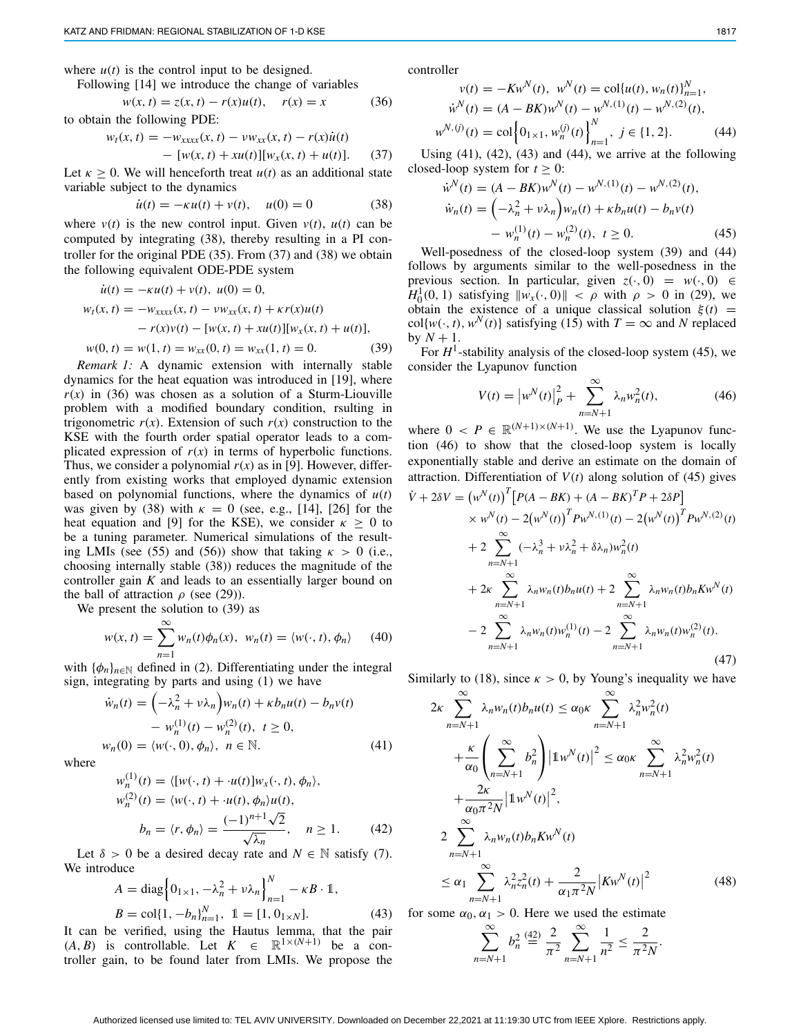where $u(t)$ is the control input to be designed.

Following [14] we introduce the change of variables

$$w(x,t) = z(x,t) - r(x)u(t), \quad r(x) = x \tag{36}$$

to obtain the following PDE:

$$\begin{aligned} w_t(x,t) &= -w_{xxxx}(x,t) - \nu w_{xx}(x,t) - r(x)\dot{u}(t) \\ &\quad - [w(x,t) + xu(t)][w_x(x,t) + u(t)]. \end{aligned} \tag{37}$$

Let $\kappa \geq 0$. We will henceforth treat $u(t)$ as an additional state variable subject to the dynamics

$$\dot{u}(t) = -\kappa u(t) + v(t), \quad u(0) = 0 \tag{38}$$

where $v(t)$ is the new control input. Given $v(t)$, $u(t)$ can be computed by integrating (38), thereby resulting in a PI controller for the original PDE (35). From (37) and (38) we obtain the following equivalent ODE-PDE system

$$\begin{aligned} &\dot{u}(t) = -\kappa u(t) + v(t), \ u(0) = 0, \\ &w_t(x,t) = -w_{xxxx}(x,t) - \nu w_{xx}(x,t) + \kappa r(x)u(t) \\ &\quad - r(x)v(t) - [w(x,t) + xu(t)][w_x(x,t) + u(t)], \\ &w(0,t) = w(1,t) = w_{xx}(0,t) = w_{xx}(1,t) = 0. \end{aligned} \tag{39}$$

*Remark 1:* A dynamic extension with internally stable dynamics for the heat equation was introduced in [19], where $r(x)$ in (36) was chosen as a solution of a Sturm-Liouville problem with a modified boundary condition, rsulting in trigonometric $r(x)$. Extension of such $r(x)$ construction to the KSE with the fourth order spatial operator leads to a complicated expression of $r(x)$ in terms of hyperbolic functions. Thus, we consider a polynomial $r(x)$ as in [9]. However, differently from existing works that employed dynamic extension based on polynomial functions, where the dynamics of $u(t)$ was given by (38) with $\kappa = 0$ (see, e.g., [14], [26] for the heat equation and [9] for the KSE), we consider $\kappa \geq 0$ to be a tuning parameter. Numerical simulations of the resulting LMIs (see (55) and (56)) show that taking $\kappa > 0$ (i.e., choosing internally stable (38)) reduces the magnitude of the controller gain $K$ and leads to an essentially larger bound on the ball of attraction $\rho$ (see (29)).

We present the solution to (39) as

$$w(x,t) = \sum_{n=1}^{\infty} w_n(t)\phi_n(x), \ w_n(t) = \langle w(\cdot,t), \phi_n \rangle \tag{40}$$

with $\{\phi_n\}_{n\in\mathbb{N}}$ defined in (2). Differentiating under the integral sign, integrating by parts and using (1) we have

$$\begin{aligned} \dot{w}_n(t) &= \left(-\lambda_n^2 + \nu\lambda_n\right)w_n(t) + \kappa b_n u(t) - b_n v(t) \\ &\quad - w_n^{(1)}(t) - w_n^{(2)}(t), \ t \geq 0, \\ w_n(0) &= \langle w(\cdot,0), \phi_n \rangle, \ n \in \mathbb{N}. \end{aligned} \tag{41}$$

where

$$\begin{aligned} w_n^{(1)}(t) &= \langle [w(\cdot,t) + \cdot u(t)]w_x(\cdot,t), \phi_n \rangle, \\ w_n^{(2)}(t) &= \langle w(\cdot,t) + \cdot u(t), \phi_n \rangle u(t), \\ b_n &= \langle r, \phi_n \rangle = \frac{(-1)^{n+1}\sqrt{2}}{\sqrt{\lambda_n}}, \quad n \geq 1. \end{aligned} \tag{42}$$

Let $\delta > 0$ be a desired decay rate and $N \in \mathbb{N}$ satisfy (7). We introduce

$$\begin{aligned} A &= \mathrm{diag}\left\{0_{1\times 1}, -\lambda_n^2 + \nu\lambda_n\right\}_{n=1}^N - \kappa B \cdot \mathbb{1}, \\ B &= \mathrm{col}\{1, -b_n\}_{n=1}^N, \ \mathbb{1} = [1, 0_{1\times N}]. \end{aligned} \tag{43}$$

It can be verified, using the Hautus lemma, that the pair $(A, B)$ is controllable. Let $K \in \mathbb{R}^{1\times(N+1)}$ be a controller gain, to be found later from LMIs. We propose the controller

$$\begin{aligned} &v(t) = -Kw^N(t), \ w^N(t) = \mathrm{col}\{u(t), w_n(t)\}_{n=1}^N, \\ &\dot{w}^N(t) = (A - BK)w^N(t) - w^{N,(1)}(t) - w^{N,(2)}(t), \\ &w^{N,(j)}(t) = \mathrm{col}\left\{0_{1\times 1}, w_n^{(j)}(t)\right\}_{n=1}^N, \ j \in \{1,2\}. \end{aligned} \tag{44}$$

Using (41), (42), (43) and (44), we arrive at the following closed-loop system for $t \geq 0$:

$$\begin{aligned} \dot{w}^N(t) &= (A - BK)w^N(t) - w^{N,(1)}(t) - w^{N,(2)}(t), \\ \dot{w}_n(t) &= \left(-\lambda_n^2 + \nu\lambda_n\right)w_n(t) + \kappa b_n u(t) - b_n v(t) \\ &\quad - w_n^{(1)}(t) - w_n^{(2)}(t), \ t \geq 0. \end{aligned} \tag{45}$$

Well-posedness of the closed-loop system (39) and (44) follows by arguments similar to the well-posedness in the previous section. In particular, given $z(\cdot,0) = w(\cdot,0) \in H_0^1(0,1)$ satisfying $\|w_x(\cdot,0)\| < \rho$ with $\rho > 0$ in (29), we obtain the existence of a unique classical solution $\xi(t) = \mathrm{col}\{w(\cdot,t), w^N(t)\}$ satisfying (15) with $T = \infty$ and $N$ replaced by $N+1$.

For $H^1$-stability analysis of the closed-loop system (45), we consider the Lyapunov function

$$V(t) = \left|w^N(t)\right|_P^2 + \sum_{n=N+1}^{\infty} \lambda_n w_n^2(t), \tag{46}$$

where $0 < P \in \mathbb{R}^{(N+1)\times(N+1)}$. We use the Lyapunov function (46) to show that the closed-loop system is locally exponentially stable and derive an estimate on the domain of attraction. Differentiation of $V(t)$ along solution of (45) gives

$$\begin{aligned} \dot{V} + 2\delta V &= \left(w^N(t)\right)^T\left[P(A - BK) + (A - BK)^T P + 2\delta P\right] \\ &\quad \times w^N(t) - 2\left(w^N(t)\right)^T P w^{N,(1)}(t) - 2\left(w^N(t)\right)^T P w^{N,(2)}(t) \\ &\quad + 2\sum_{n=N+1}^{\infty}(-\lambda_n^3 + \nu\lambda_n^2 + \delta\lambda_n)w_n^2(t) \\ &\quad + 2\kappa\sum_{n=N+1}^{\infty}\lambda_n w_n(t) b_n u(t) + 2\sum_{n=N+1}^{\infty}\lambda_n w_n(t) b_n K w^N(t) \\ &\quad - 2\sum_{n=N+1}^{\infty}\lambda_n w_n(t) w_n^{(1)}(t) - 2\sum_{n=N+1}^{\infty}\lambda_n w_n(t) w_n^{(2)}(t). \end{aligned} \tag{47}$$

Similarly to (18), since $\kappa > 0$, by Young's inequality we have

$$\begin{aligned} &2\kappa\sum_{n=N+1}^{\infty}\lambda_n w_n(t) b_n u(t) \leq \alpha_0\kappa\sum_{n=N+1}^{\infty}\lambda_n^2 w_n^2(t) \\ &\quad + \frac{\kappa}{\alpha_0}\left(\sum_{n=N+1}^{\infty} b_n^2\right)\left|\mathbb{1}w^N(t)\right|^2 \leq \alpha_0\kappa\sum_{n=N+1}^{\infty}\lambda_n^2 w_n^2(t) \\ &\quad + \frac{2\kappa}{\alpha_0\pi^2 N}\left|\mathbb{1}w^N(t)\right|^2, \\ &2\sum_{n=N+1}^{\infty}\lambda_n w_n(t) b_n K w^N(t) \\ &\leq \alpha_1\sum_{n=N+1}^{\infty}\lambda_n^2 z_n^2(t) + \frac{2}{\alpha_1\pi^2 N}\left|Kw^N(t)\right|^2 \end{aligned} \tag{48}$$

for some $\alpha_0, \alpha_1 > 0$. Here we used the estimate

$$\sum_{n=N+1}^{\infty} b_n^2 \overset{(42)}{=} \frac{2}{\pi^2}\sum_{n=N+1}^{\infty}\frac{1}{n^2} \leq \frac{2}{\pi^2 N}.$$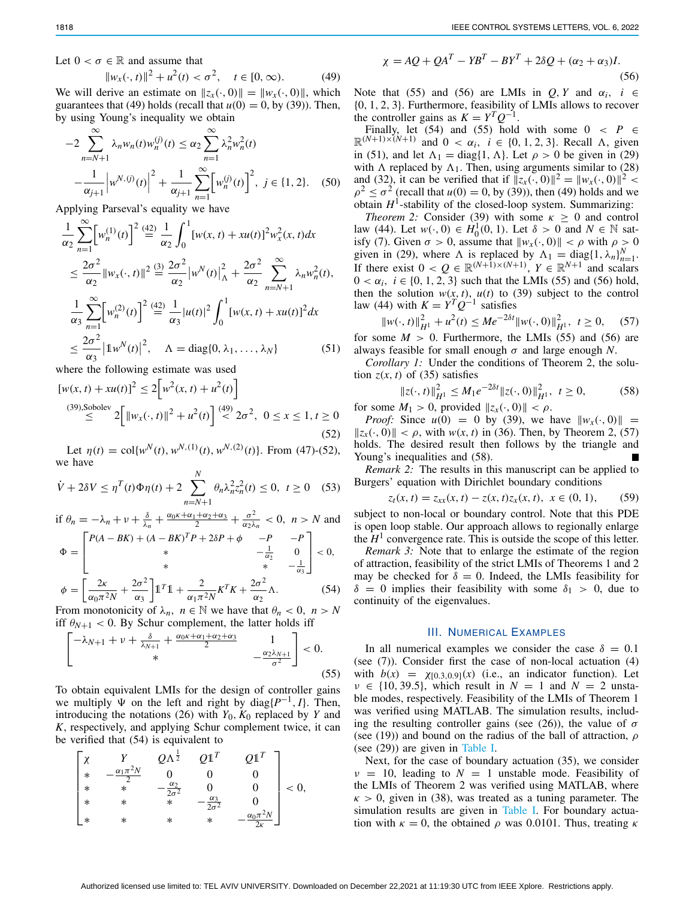Let $0 < \sigma \in \mathbb{R}$ and assume that

$$\|w_x(\cdot,t)\|^2 + u^2(t) < \sigma^2, \quad t \in [0,\infty). \tag{49}$$

We will derive an estimate on $\|z_x(\cdot,0)\| = \|w_x(\cdot,0)\|$, which guarantees that (49) holds (recall that $u(0)=0$, by (39)). Then, by using Young's inequality we obtain

$$-2\sum_{n=N+1}^{\infty}\lambda_n w_n(t)w_n^{(j)}(t) \le \alpha_2\sum_{n=1}^{\infty}\lambda_n^2 w_n^2(t) - \frac{1}{\alpha_{j+1}}\left|w^{N,(j)}(t)\right|^2 + \frac{1}{\alpha_{j+1}}\sum_{n=1}^{\infty}\left[w_n^{(j)}(t)\right]^2, \ j \in \{1,2\}. \tag{50}$$

Applying Parseval's equality we have

$$\begin{aligned}
\frac{1}{\alpha_2}\sum_{n=1}^{\infty}\left[w_n^{(1)}(t)\right]^2 &\overset{(42)}{=} \frac{1}{\alpha_2}\int_0^1 [w(x,t)+xu(t)]^2 w_x^2(x,t)dx \\
&\le \frac{2\sigma^2}{\alpha_2}\|w_x(\cdot,t)\|^2 \overset{(3)}{=} \frac{2\sigma^2}{\alpha_2}\left|w^N(t)\right|_\Lambda^2 + \frac{2\sigma^2}{\alpha_2}\sum_{n=N+1}^{\infty}\lambda_n w_n^2(t), \\
\frac{1}{\alpha_3}\sum_{n=1}^{\infty}\left[w_n^{(2)}(t)\right]^2 &\overset{(42)}{=} \frac{1}{\alpha_3}|u(t)|^2\int_0^1 [w(x,t)+xu(t)]^2 dx \\
&\le \frac{2\sigma^2}{\alpha_3}\left|\mathbb{1}w^N(t)\right|^2, \quad \Lambda = \mathrm{diag}\{0,\lambda_1,\dots,\lambda_N\}
\end{aligned} \tag{51}$$

where the following estimate was used

$$\begin{aligned}
[w(x,t)+xu(t)]^2 &\le 2\left[w^2(x,t)+u^2(t)\right] \\
&\overset{(39),\text{Sobolev}}{\le} 2\left[\|w_x(\cdot,t)\|^2+u^2(t)\right] \overset{(49)}{<} 2\sigma^2, \ 0 \le x \le 1, t \ge 0
\end{aligned} \tag{52}$$

Let $\eta(t) = \mathrm{col}\{w^N(t), w^{N,(1)}(t), w^{N,(2)}(t)\}$. From (47)-(52), we have

$$\dot V + 2\delta V \le \eta^T(t)\Phi\eta(t) + 2\sum_{n=N+1}^{N}\theta_n\lambda_n^2 z_n^2(t) \le 0, \ t \ge 0 \tag{53}$$

if $\theta_n = -\lambda_n + \nu + \frac{\delta}{\lambda_n} + \frac{\alpha_0\kappa+\alpha_1+\alpha_2+\alpha_3}{2} + \frac{\sigma^2}{\alpha_2\lambda_n} < 0, \ n > N$ and

$$\Phi = \begin{bmatrix} P(A-BK)+(A-BK)^TP+2\delta P+\phi & -P & -P \\ * & -\frac{1}{\alpha_2} & 0 \\ * & * & -\frac{1}{\alpha_3}\end{bmatrix} < 0,$$

$$\phi = \left[\frac{2\kappa}{\alpha_0\pi^2 N} + \frac{2\sigma^2}{\alpha_3}\right]\mathbb{1}^T\mathbb{1} + \frac{2}{\alpha_1\pi^2 N}K^TK + \frac{2\sigma^2}{\alpha_2}\Lambda. \tag{54}$$

From monotonicity of $\lambda_n$, $n \in \mathbb{N}$ we have that $\theta_n < 0$, $n > N$ iff $\theta_{N+1} < 0$. By Schur complement, the latter holds iff

$$\begin{bmatrix} -\lambda_{N+1} + \nu + \frac{\delta}{\lambda_{N+1}} + \frac{\alpha_0\kappa+\alpha_1+\alpha_2+\alpha_3}{2} & 1 \\ * & -\frac{\alpha_2\lambda_{N+1}}{\sigma^2}\end{bmatrix} < 0. \tag{55}$$

To obtain equivalent LMIs for the design of controller gains we multiply $\Psi$ on the left and right by $\mathrm{diag}\{P^{-1}, I\}$. Then, introducing the notations (26) with $Y_0, K_0$ replaced by $Y$ and $K$, respectively, and applying Schur complement twice, it can be verified that (54) is equivalent to

$$\begin{bmatrix} \chi & Y & Q\Lambda^{\frac{1}{2}} & Q\mathbb{1}^T & Q\mathbb{1}^T \\ * & -\frac{\alpha_1\pi^2 N}{2} & 0 & 0 & 0 \\ * & * & -\frac{\alpha_2}{2\sigma^2} & 0 & 0 \\ * & * & * & -\frac{\alpha_3}{2\sigma^2} & 0 \\ * & * & * & * & -\frac{\alpha_0\pi^2 N}{2\kappa}\end{bmatrix} < 0,$$

$$\chi = AQ + QA^T - YB^T - BY^T + 2\delta Q + (\alpha_2+\alpha_3)I. \tag{56}$$

Note that (55) and (56) are LMIs in $Q, Y$ and $\alpha_i$, $i \in \{0,1,2,3\}$. Furthermore, feasibility of LMIs allows to recover the controller gains as $K = Y^TQ^{-1}$.

Finally, let (54) and (55) hold with some $0 < P \in \mathbb{R}^{(N+1)\times(N+1)}$ and $0 < \alpha_i$, $i \in \{0,1,2,3\}$. Recall $\Lambda$, given in (51), and let $\Lambda_1 = \mathrm{diag}\{1,\Lambda\}$. Let $\rho > 0$ be given in (29) with $\Lambda$ replaced by $\Lambda_1$. Then, using arguments similar to (28) and (32), it can be verified that if $\|z_x(\cdot,0)\|^2 = \|w_x(\cdot,0)\|^2 < \rho^2 \le \sigma^2$ (recall that $u(0)=0$, by (39)), then (49) holds and we obtain $H^1$-stability of the closed-loop system. Summarizing:

*Theorem 2:* Consider (39) with some $\kappa \ge 0$ and control law (44). Let $w(\cdot,0) \in H_0^1(0,1)$. Let $\delta > 0$ and $N \in \mathbb{N}$ satisfy (7). Given $\sigma > 0$, assume that $\|w_x(\cdot,0)\| < \rho$ with $\rho > 0$ given in (29), where $\Lambda$ is replaced by $\Lambda_1 = \mathrm{diag}\{1,\lambda_n\}_{n=1}^N$. If there exist $0 < Q \in \mathbb{R}^{(N+1)\times(N+1)}$, $Y \in \mathbb{R}^{N+1}$ and scalars $0 < \alpha_i$, $i \in \{0,1,2,3\}$ such that the LMIs (55) and (56) hold, then the solution $w(x,t)$, $u(t)$ to (39) subject to the control law (44) with $K = Y^TQ^{-1}$ satisfies

$$\|w(\cdot,t)\|_{H^1}^2 + u^2(t) \le Me^{-2\delta t}\|w(\cdot,0)\|_{H^1}^2, \ t \ge 0, \tag{57}$$

for some $M > 0$. Furthermore, the LMIs (55) and (56) are always feasible for small enough $\sigma$ and large enough $N$.

*Corollary 1:* Under the conditions of Theorem 2, the solution $z(x,t)$ of (35) satisfies

$$\|z(\cdot,t)\|_{H^1}^2 \le M_1 e^{-2\delta t}\|z(\cdot,0)\|_{H^1}^2, \ t \ge 0, \tag{58}$$

for some $M_1 > 0$, provided $\|z_x(\cdot,0)\| < \rho$.

*Proof:* Since $u(0) = 0$ by (39), we have $\|w_x(\cdot,0)\| = \|z_x(\cdot,0)\| < \rho$, with $w(x,t)$ in (36). Then, by Theorem 2, (57) holds. The desired result then follows by the triangle and Young's inequalities and (58). ∎

*Remark 2:* The results in this manuscript can be applied to Burgers' equation with Dirichlet boundary conditions

$$z_t(x,t) = z_{xx}(x,t) - z(x,t)z_x(x,t), \ x \in (0,1), \tag{59}$$

subject to non-local or boundary control. Note that this PDE is open loop stable. Our approach allows to regionally enlarge the $H^1$ convergence rate. This is outside the scope of this letter.

*Remark 3:* Note that to enlarge the estimate of the region of attraction, feasibility of the strict LMIs of Theorems 1 and 2 may be checked for $\delta = 0$. Indeed, the LMIs feasibility for $\delta = 0$ implies their feasibility with some $\delta_1 > 0$, due to continuity of the eigenvalues.

## III. Numerical Examples

In all numerical examples we consider the case $\delta = 0.1$ (see (7)). Consider first the case of non-local actuation (4) with $b(x) = \chi_{[0.3,0.9]}(x)$ (i.e., an indicator function). Let $\nu \in \{10, 39.5\}$, which result in $N = 1$ and $N = 2$ unstable modes, respectively. Feasibility of the LMIs of Theorem 1 was verified using MATLAB. The simulation results, including the resulting controller gains (see (26)), the value of $\sigma$ (see (19)) and bound on the radius of the ball of attraction, $\rho$ (see (29)) are given in Table I.

Next, for the case of boundary actuation (35), we consider $\nu = 10$, leading to $N = 1$ unstable mode. Feasibility of the LMIs of Theorem 2 was verified using MATLAB, where $\kappa > 0$, given in (38), was treated as a tuning parameter. The simulation results are given in Table I. For boundary actuation with $\kappa = 0$, the obtained $\rho$ was 0.0101. Thus, treating $\kappa$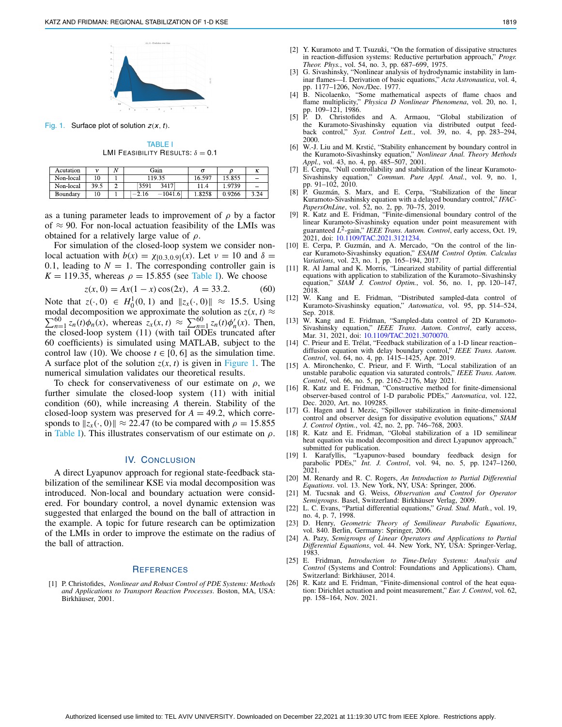Fig. 1. Surface plot of solution $z(x,t)$.

TABLE I
LMI Feasibility Results: $\delta = 0.1$

| Acutation | $\nu$ | $N$ | Gain | $\sigma$ | $\rho$ | $\kappa$ |
|---|---|---|---|---|---|---|
| Non-local | 10 | 1 | 119.35 | 16.597 | 15.855 | – |
| Non-local | 39.5 | 2 | $[3591 \quad 3417]$ | 11.4 | 1.9739 | – |
| Boundary | 10 | 1 | $[-2.16 \quad -1041.6]$ | 1.8258 | 0.9266 | 3.24 |

as a tuning parameter leads to improvement of $\rho$ by a factor of $\approx 90$. For non-local actuation feasibility of the LMIs was obtained for a relatively large value of $\rho$.

For simulation of the closed-loop system we consider non-local actuation with $b(x) = \chi_{[0.3,0.9]}(x)$. Let $\nu = 10$ and $\delta = 0.1$, leading to $N = 1$. The corresponding controller gain is $K = 119.35$, whereas $\rho = 15.855$ (see Table I). We choose

$$z(x,0) = Ax(1-x)\cos(2x), \quad A = 33.2. \tag{60}$$

Note that $z(\cdot,0) \in H_0^1(0,1)$ and $\|z_x(\cdot,0)\| \approx 15.5$. Using modal decomposition we approximate the solution as $z(x,t) \approx \sum_{n=1}^{60} z_n(t)\phi_n(x)$, whereas $z_x(x,t) \approx \sum_{n=1}^{60} z_n(t)\phi_n'(x)$. Then, the closed-loop system (11) (with tail ODEs truncated after 60 coefficients) is simulated using MATLAB, subject to the control law (10). We choose $t \in [0,6]$ as the simulation time. A surface plot of the solution $z(x,t)$ is given in Figure 1. The numerical simulation validates our theoretical results.

To check for conservativeness of our estimate on $\rho$, we further simulate the closed-loop system (11) with initial condition (60), while increasing $A$ therein. Stability of the closed-loop system was preserved for $A = 49.2$, which corresponds to $\|z_x(\cdot,0)\| \approx 22.47$ (to be compared with $\rho = 15.855$ in Table I). This illustrates conservatism of our estimate on $\rho$.

## IV. Conclusion

A direct Lyapunov approach for regional state-feedback stabilization of the semilinear KSE via modal decomposition was introduced. Non-local and boundary actuation were considered. For boundary control, a novel dynamic extension was suggested that enlarged the bound on the ball of attraction in the example. A topic for future research can be optimization of the LMIs in order to improve the estimate on the radius of the ball of attraction.

## References

[1] P. Christofides, *Nonlinear and Robust Control of PDE Systems: Methods and Applications to Transport Reaction Processes*. Boston, MA, USA: Birkhäuser, 2001.

[2] Y. Kuramoto and T. Tsuzuki, "On the formation of dissipative structures in reaction-diffusion systems: Reductive perturbation approach," *Progr. Theor. Phys.*, vol. 54, no. 3, pp. 687–699, 1975.

[3] G. Sivashinsky, "Nonlinear analysis of hydrodynamic instability in laminar flames—I. Derivation of basic equations," *Acta Astronautica*, vol. 4, pp. 1177–1206, Nov./Dec. 1977.

[4] B. Nicolaenko, "Some mathematical aspects of flame chaos and flame multiplicity," *Physica D Nonlinear Phenomena*, vol. 20, no. 1, pp. 109–121, 1986.

[5] P. D. Christofides and A. Armaou, "Global stabilization of the Kuramoto-Sivashinsky equation via distributed output feedback control," *Syst. Control Lett.*, vol. 39, no. 4, pp. 283–294, 2000.

[6] W.-J. Liu and M. Krstić, "Stability enhancement by boundary control in the Kuramoto-Sivashinsky equation," *Nonlinear Anal. Theory Methods Appl.*, vol. 43, no. 4, pp. 485–507, 2001.

[7] E. Cerpa, "Null controllability and stabilization of the linear Kuramoto-Sivashinsky equation," *Commun. Pure Appl. Anal.*, vol. 9, no. 1, pp. 91–102, 2010.

[8] P. Guzmán, S. Marx, and E. Cerpa, "Stabilization of the linear Kuramoto-Sivashinsky equation with a delayed boundary control," *IFAC-PapersOnLine*, vol. 52, no. 2, pp. 70–75, 2019.

[9] R. Katz and E. Fridman, "Finite-dimensional boundary control of the linear Kuramoto-Sivashinsky equation under point measurement with guaranteed $L^2$-gain," *IEEE Trans. Autom. Control*, early access, Oct. 19, 2021, doi: 10.1109/TAC.2021.3121234.

[10] E. Cerpa, P. Guzmán, and A. Mercado, "On the control of the linear Kuramoto-Sivashinsky equation," *ESAIM Control Optim. Calculus Variations*, vol. 23, no. 1, pp. 165–194, 2017.

[11] R. Al Jamal and K. Morris, "Linearized stability of partial differential equations with application to stabilization of the Kuramoto–Sivashinsky equation," *SIAM J. Control Optim.*, vol. 56, no. 1, pp. 120–147, 2018.

[12] W. Kang and E. Fridman, "Distributed sampled-data control of Kuramoto-Sivashinsky equation," *Automatica*, vol. 95, pp. 514–524, Sep. 2018.

[13] W. Kang and E. Fridman, "Sampled-data control of 2D Kuramoto-Sivashinsky equation," *IEEE Trans. Autom. Control*, early access, Mar. 31, 2021, doi: 10.1109/TAC.2021.3070070.

[14] C. Prieur and E. Trélat, "Feedback stabilization of a 1-D linear reaction–diffusion equation with delay boundary control," *IEEE Trans. Autom. Control*, vol. 64, no. 4, pp. 1415–1425, Apr. 2019.

[15] A. Mironchenko, C. Prieur, and F. Wirth, "Local stabilization of an unstable parabolic equation via saturated controls," *IEEE Trans. Autom. Control*, vol. 66, no. 5, pp. 2162–2176, May 2021.

[16] R. Katz and E. Fridman, "Constructive method for finite-dimensional observer-based control of 1-D parabolic PDEs," *Automatica*, vol. 122, Dec. 2020, Art. no. 109285.

[17] G. Hagen and I. Mezic, "Spillover stabilization in finite-dimensional control and observer design for dissipative evolution equations," *SIAM J. Control Optim.*, vol. 42, no. 2, pp. 746–768, 2003.

[18] R. Katz and E. Fridman, "Global stabilization of a 1D semilinear heat equation via modal decomposition and direct Lyapunov approach," submitted for publication.

[19] I. Karafyllis, "Lyapunov-based boundary feedback design for parabolic PDEs," *Int. J. Control*, vol. 94, no. 5, pp. 1247–1260, 2021.

[20] M. Renardy and R. C. Rogers, *An Introduction to Partial Differential Equations*. vol. 13. New York, NY, USA: Springer, 2006.

[21] M. Tucsnak and G. Weiss, *Observation and Control for Operator Semigroups*. Basel, Switzerland: Birkhäuser Verlag, 2009.

[22] L. C. Evans, "Partial differential equations," *Grad. Stud. Math.*, vol. 19, no. 4, p. 7, 1998.

[23] D. Henry, *Geometric Theory of Semilinear Parabolic Equations*, vol. 840. Berlin, Germany: Springer, 2006.

[24] A. Pazy, *Semigroups of Linear Operators and Applications to Partial Differential Equations*, vol. 44. New York, NY, USA: Springer-Verlag, 1983.

[25] E. Fridman, *Introduction to Time-Delay Systems: Analysis and Control* (Systems and Control: Foundations and Applications). Cham, Switzerland: Birkhäuser, 2014.

[26] R. Katz and E. Fridman, "Finite-dimensional control of the heat equation: Dirichlet actuation and point measurement," *Eur. J. Control*, vol. 62, pp. 158–164, Nov. 2021.